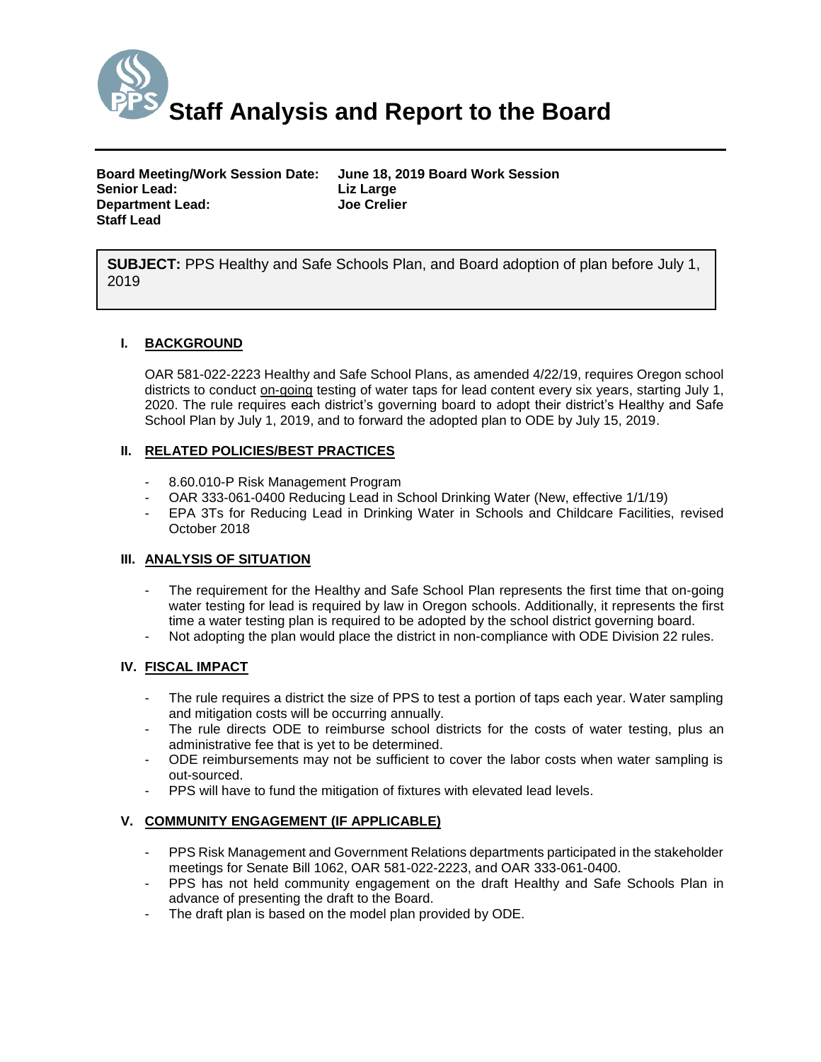# Staff Analysis and Report to the Board

**Board Meeting/Work Session Date:** **June 18, 2019 Board Work Session**
**Senior Lead:** **Liz Large**
**Department Lead:** **Joe Crelier**
**Staff Lead**

**SUBJECT:** PPS Healthy and Safe Schools Plan, and Board adoption of plan before July 1, 2019

## I. BACKGROUND

OAR 581-022-2223 Healthy and Safe School Plans, as amended 4/22/19, requires Oregon school districts to conduct <u>on-going</u> testing of water taps for lead content every six years, starting July 1, 2020. The rule requires each district's governing board to adopt their district's Healthy and Safe School Plan by July 1, 2019, and to forward the adopted plan to ODE by July 15, 2019.

## II. RELATED POLICIES/BEST PRACTICES

- 8.60.010-P Risk Management Program
- OAR 333-061-0400 Reducing Lead in School Drinking Water (New, effective 1/1/19)
- EPA 3Ts for Reducing Lead in Drinking Water in Schools and Childcare Facilities, revised October 2018

## III. ANALYSIS OF SITUATION

- The requirement for the Healthy and Safe School Plan represents the first time that on-going water testing for lead is required by law in Oregon schools. Additionally, it represents the first time a water testing plan is required to be adopted by the school district governing board.
- Not adopting the plan would place the district in non-compliance with ODE Division 22 rules.

## IV. FISCAL IMPACT

- The rule requires a district the size of PPS to test a portion of taps each year. Water sampling and mitigation costs will be occurring annually.
- The rule directs ODE to reimburse school districts for the costs of water testing, plus an administrative fee that is yet to be determined.
- ODE reimbursements may not be sufficient to cover the labor costs when water sampling is out-sourced.
- PPS will have to fund the mitigation of fixtures with elevated lead levels.

## V. COMMUNITY ENGAGEMENT (IF APPLICABLE)

- PPS Risk Management and Government Relations departments participated in the stakeholder meetings for Senate Bill 1062, OAR 581-022-2223, and OAR 333-061-0400.
- PPS has not held community engagement on the draft Healthy and Safe Schools Plan in advance of presenting the draft to the Board.
- The draft plan is based on the model plan provided by ODE.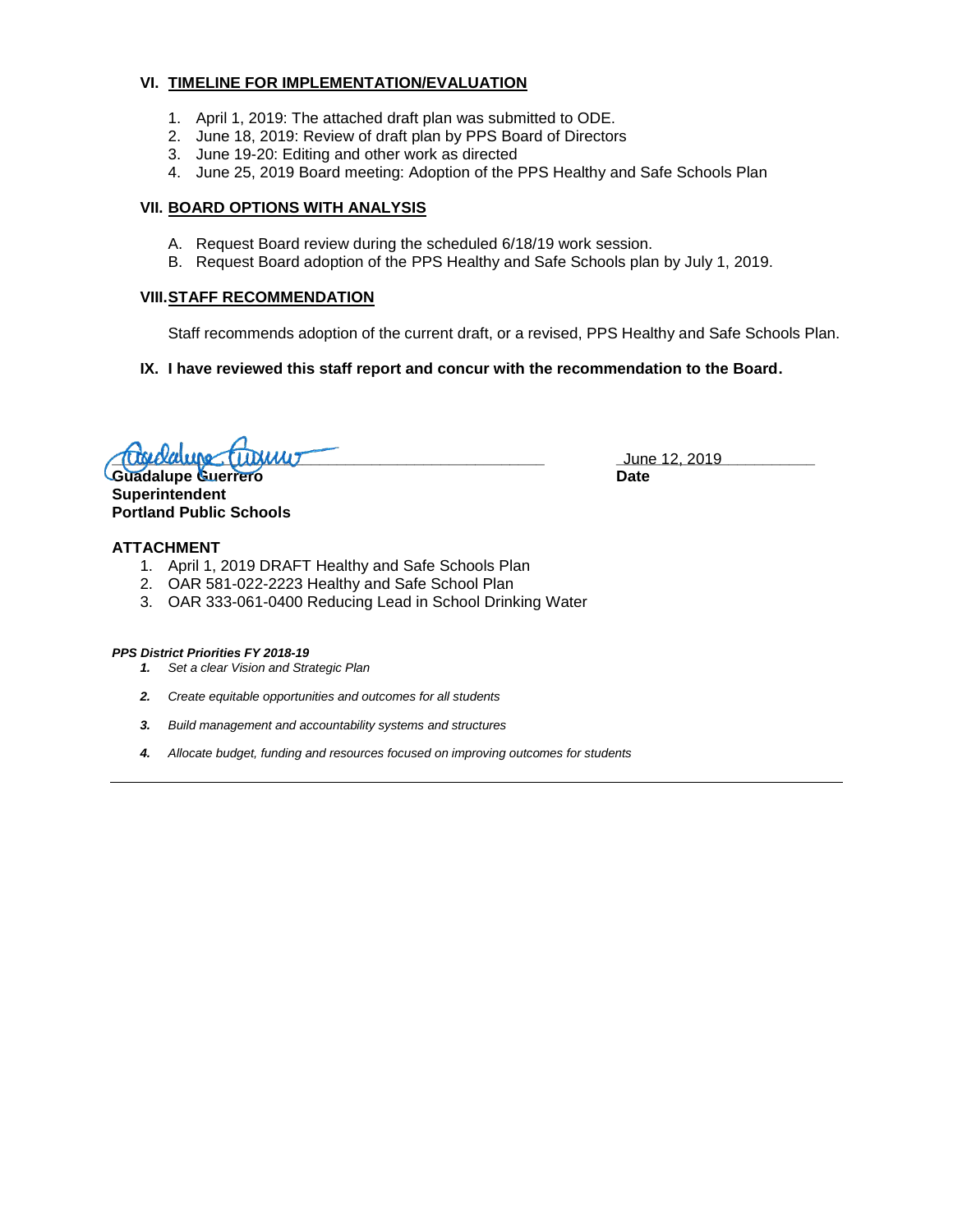## VI. TIMELINE FOR IMPLEMENTATION/EVALUATION

1. April 1, 2019: The attached draft plan was submitted to ODE.
2. June 18, 2019: Review of draft plan by PPS Board of Directors
3. June 19-20: Editing and other work as directed
4. June 25, 2019 Board meeting: Adoption of the PPS Healthy and Safe Schools Plan

## VII. BOARD OPTIONS WITH ANALYSIS

A. Request Board review during the scheduled 6/18/19 work session.
B. Request Board adoption of the PPS Healthy and Safe Schools plan by July 1, 2019.

## VIII. STAFF RECOMMENDATION

Staff recommends adoption of the current draft, or a revised, PPS Healthy and Safe Schools Plan.

**IX. I have reviewed this staff report and concur with the recommendation to the Board.**

**Guadalupe Guerrero**
**Superintendent**
**Portland Public Schools**

June 12, 2019
**Date**

**ATTACHMENT**

1. April 1, 2019 DRAFT Healthy and Safe Schools Plan
2. OAR 581-022-2223 Healthy and Safe School Plan
3. OAR 333-061-0400 Reducing Lead in School Drinking Water

***PPS District Priorities FY 2018-19***

1. *Set a clear Vision and Strategic Plan*
2. *Create equitable opportunities and outcomes for all students*
3. *Build management and accountability systems and structures*
4. *Allocate budget, funding and resources focused on improving outcomes for students*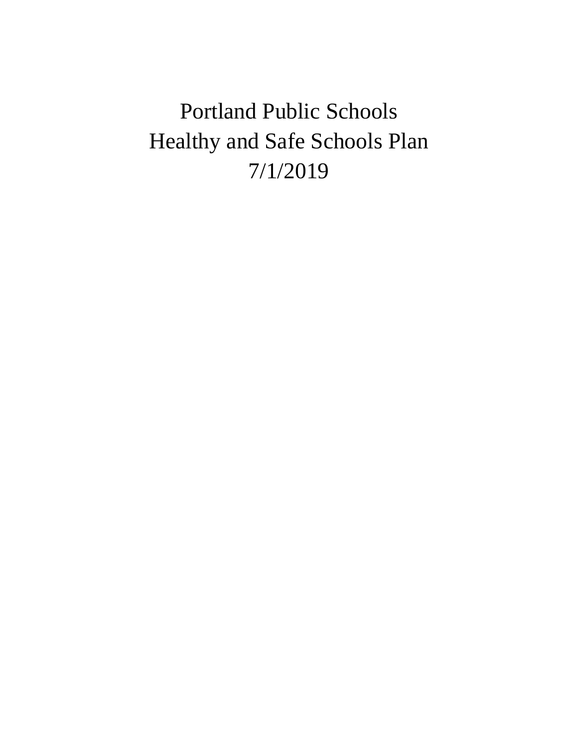# Portland Public Schools
# Healthy and Safe Schools Plan
# 7/1/2019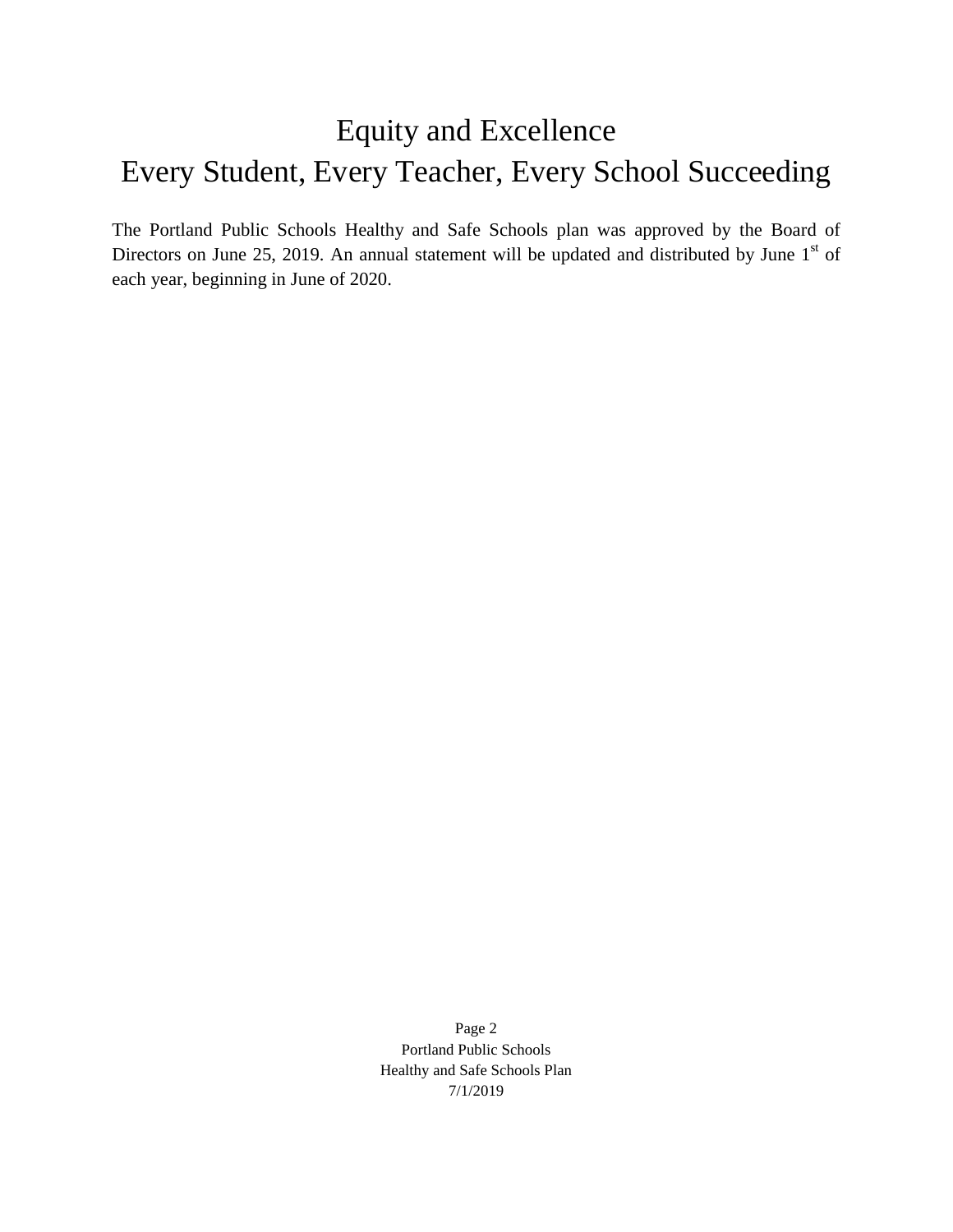# Equity and Excellence

# Every Student, Every Teacher, Every School Succeeding

The Portland Public Schools Healthy and Safe Schools plan was approved by the Board of Directors on June 25, 2019. An annual statement will be updated and distributed by June 1st of each year, beginning in June of 2020.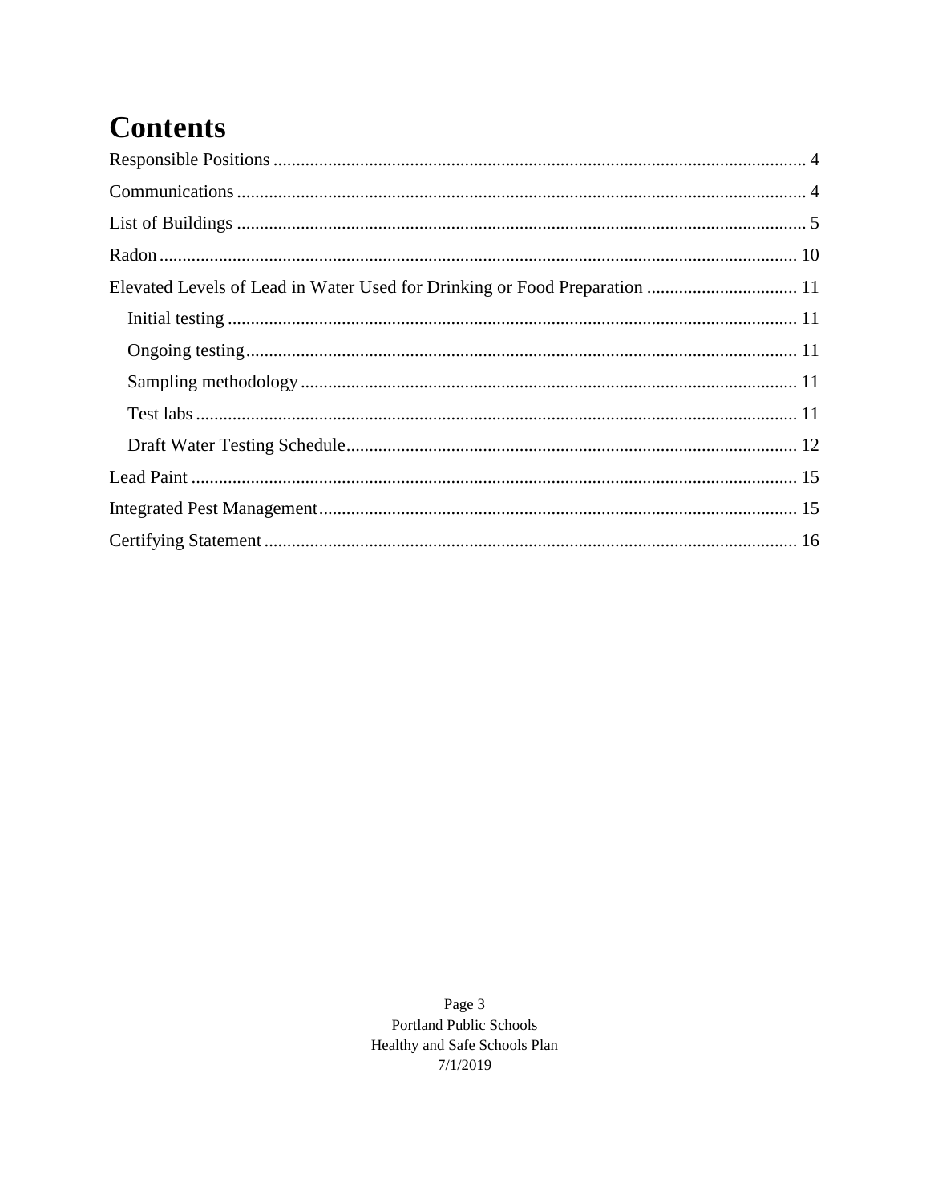# Contents

Responsible Positions ........................................................................................................ 4

Communications ................................................................................................................. 4

List of Buildings ................................................................................................................. 5

Radon ................................................................................................................................ 10

Elevated Levels of Lead in Water Used for Drinking or Food Preparation ................................. 11

- Initial testing ............................................................................................................... 11
- Ongoing testing ........................................................................................................... 11
- Sampling methodology ............................................................................................... 11
- Test labs ...................................................................................................................... 11
- Draft Water Testing Schedule ..................................................................................... 12

Lead Paint .......................................................................................................................... 15

Integrated Pest Management .............................................................................................. 15

Certifying Statement .......................................................................................................... 16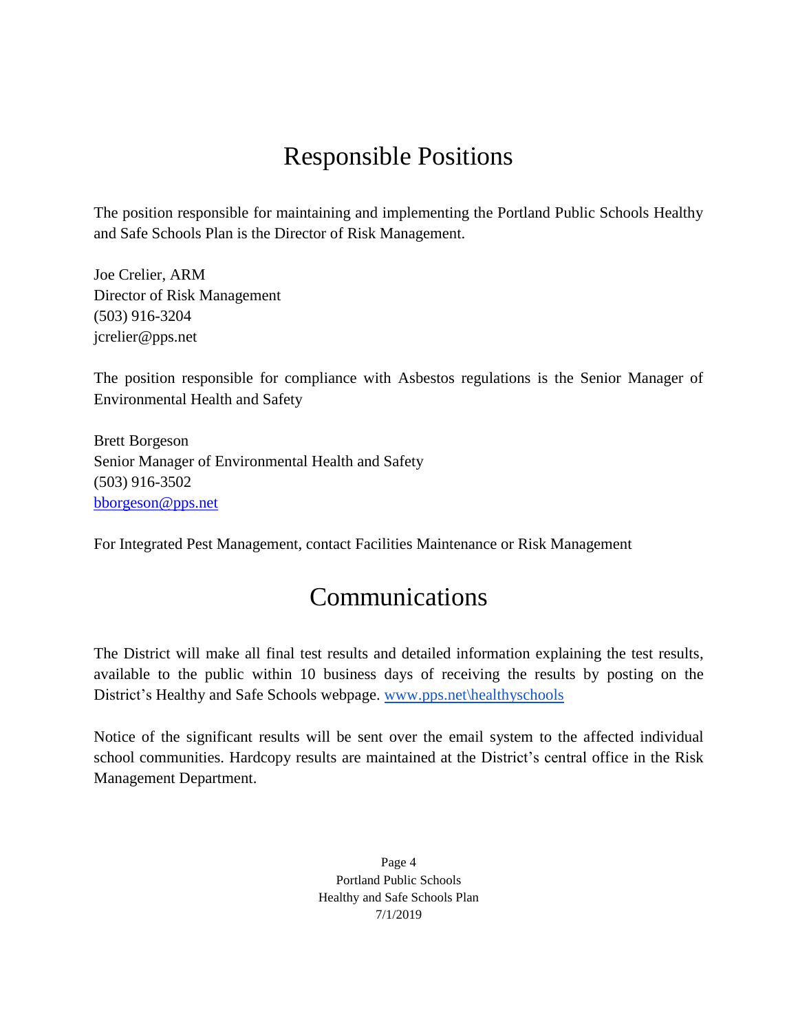# Responsible Positions

The position responsible for maintaining and implementing the Portland Public Schools Healthy and Safe Schools Plan is the Director of Risk Management.

Joe Crelier, ARM
Director of Risk Management
(503) 916-3204
jcrelier@pps.net

The position responsible for compliance with Asbestos regulations is the Senior Manager of Environmental Health and Safety

Brett Borgeson
Senior Manager of Environmental Health and Safety
(503) 916-3502
bborgeson@pps.net

For Integrated Pest Management, contact Facilities Maintenance or Risk Management

# Communications

The District will make all final test results and detailed information explaining the test results, available to the public within 10 business days of receiving the results by posting on the District's Healthy and Safe Schools webpage. www.pps.net\healthyschools

Notice of the significant results will be sent over the email system to the affected individual school communities. Hardcopy results are maintained at the District's central office in the Risk Management Department.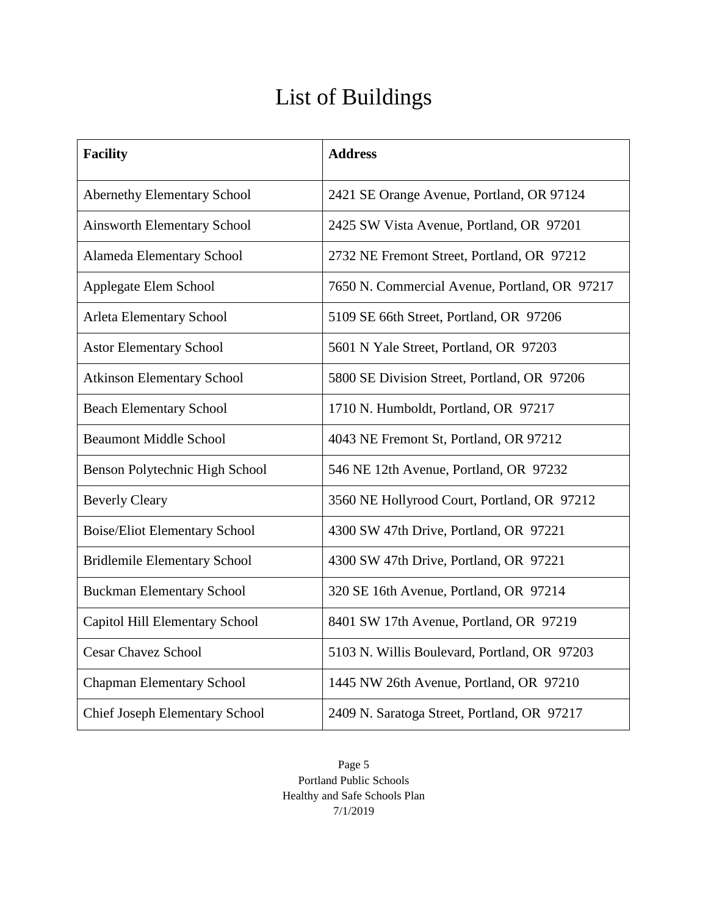# List of Buildings

| **Facility** | **Address** |
|---|---|
| Abernethy Elementary School | 2421 SE Orange Avenue, Portland, OR 97124 |
| Ainsworth Elementary School | 2425 SW Vista Avenue, Portland, OR 97201 |
| Alameda Elementary School | 2732 NE Fremont Street, Portland, OR 97212 |
| Applegate Elem School | 7650 N. Commercial Avenue, Portland, OR 97217 |
| Arleta Elementary School | 5109 SE 66th Street, Portland, OR 97206 |
| Astor Elementary School | 5601 N Yale Street, Portland, OR 97203 |
| Atkinson Elementary School | 5800 SE Division Street, Portland, OR 97206 |
| Beach Elementary School | 1710 N. Humboldt, Portland, OR 97217 |
| Beaumont Middle School | 4043 NE Fremont St, Portland, OR 97212 |
| Benson Polytechnic High School | 546 NE 12th Avenue, Portland, OR 97232 |
| Beverly Cleary | 3560 NE Hollyrood Court, Portland, OR 97212 |
| Boise/Eliot Elementary School | 4300 SW 47th Drive, Portland, OR 97221 |
| Bridlemile Elementary School | 4300 SW 47th Drive, Portland, OR 97221 |
| Buckman Elementary School | 320 SE 16th Avenue, Portland, OR 97214 |
| Capitol Hill Elementary School | 8401 SW 17th Avenue, Portland, OR 97219 |
| Cesar Chavez School | 5103 N. Willis Boulevard, Portland, OR 97203 |
| Chapman Elementary School | 1445 NW 26th Avenue, Portland, OR 97210 |
| Chief Joseph Elementary School | 2409 N. Saratoga Street, Portland, OR 97217 |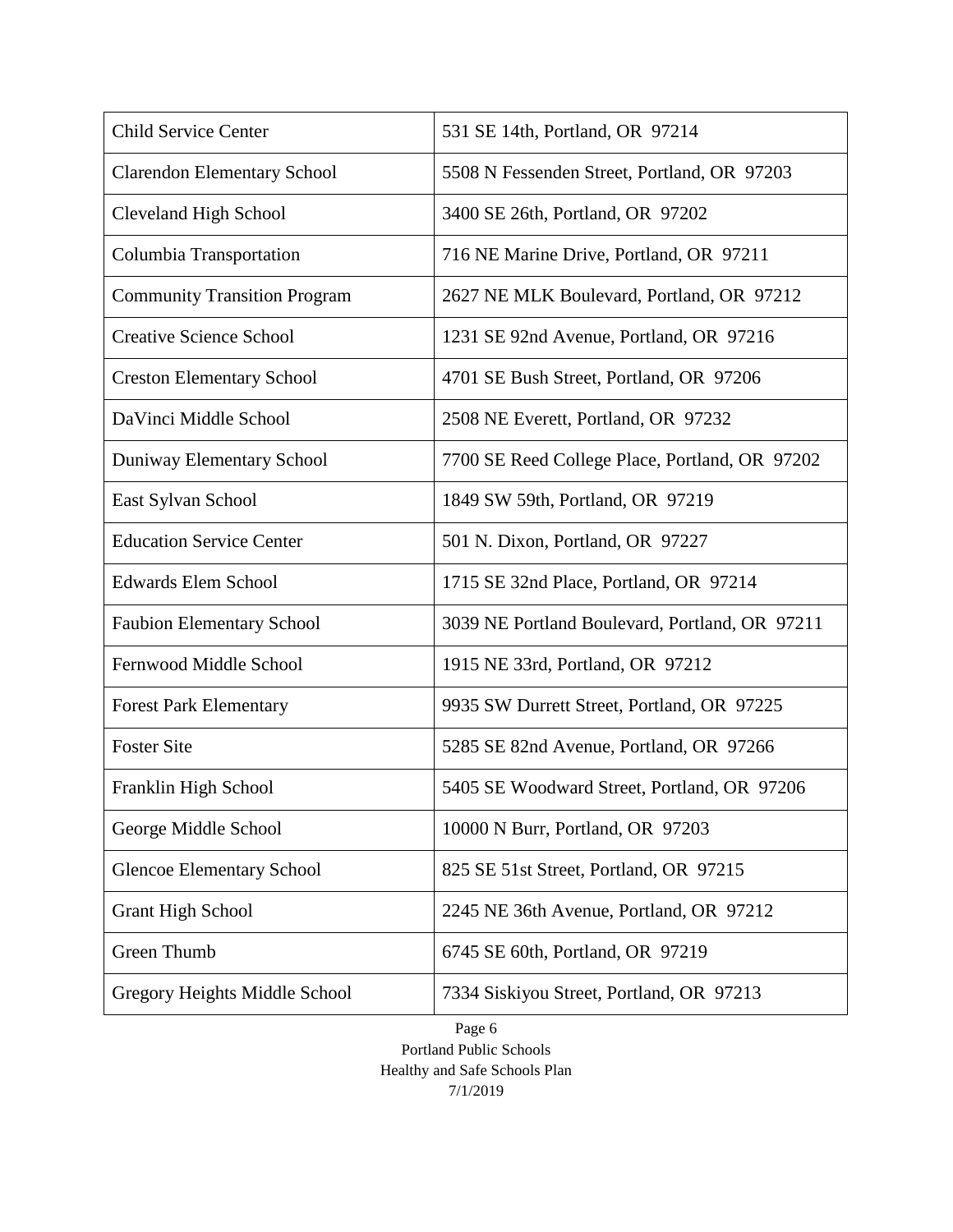| Child Service Center | 531 SE 14th, Portland, OR 97214 |
|---|---|
| Clarendon Elementary School | 5508 N Fessenden Street, Portland, OR 97203 |
| Cleveland High School | 3400 SE 26th, Portland, OR 97202 |
| Columbia Transportation | 716 NE Marine Drive, Portland, OR 97211 |
| Community Transition Program | 2627 NE MLK Boulevard, Portland, OR 97212 |
| Creative Science School | 1231 SE 92nd Avenue, Portland, OR 97216 |
| Creston Elementary School | 4701 SE Bush Street, Portland, OR 97206 |
| DaVinci Middle School | 2508 NE Everett, Portland, OR 97232 |
| Duniway Elementary School | 7700 SE Reed College Place, Portland, OR 97202 |
| East Sylvan School | 1849 SW 59th, Portland, OR 97219 |
| Education Service Center | 501 N. Dixon, Portland, OR 97227 |
| Edwards Elem School | 1715 SE 32nd Place, Portland, OR 97214 |
| Faubion Elementary School | 3039 NE Portland Boulevard, Portland, OR 97211 |
| Fernwood Middle School | 1915 NE 33rd, Portland, OR 97212 |
| Forest Park Elementary | 9935 SW Durrett Street, Portland, OR 97225 |
| Foster Site | 5285 SE 82nd Avenue, Portland, OR 97266 |
| Franklin High School | 5405 SE Woodward Street, Portland, OR 97206 |
| George Middle School | 10000 N Burr, Portland, OR 97203 |
| Glencoe Elementary School | 825 SE 51st Street, Portland, OR 97215 |
| Grant High School | 2245 NE 36th Avenue, Portland, OR 97212 |
| Green Thumb | 6745 SE 60th, Portland, OR 97219 |
| Gregory Heights Middle School | 7334 Siskiyou Street, Portland, OR 97213 |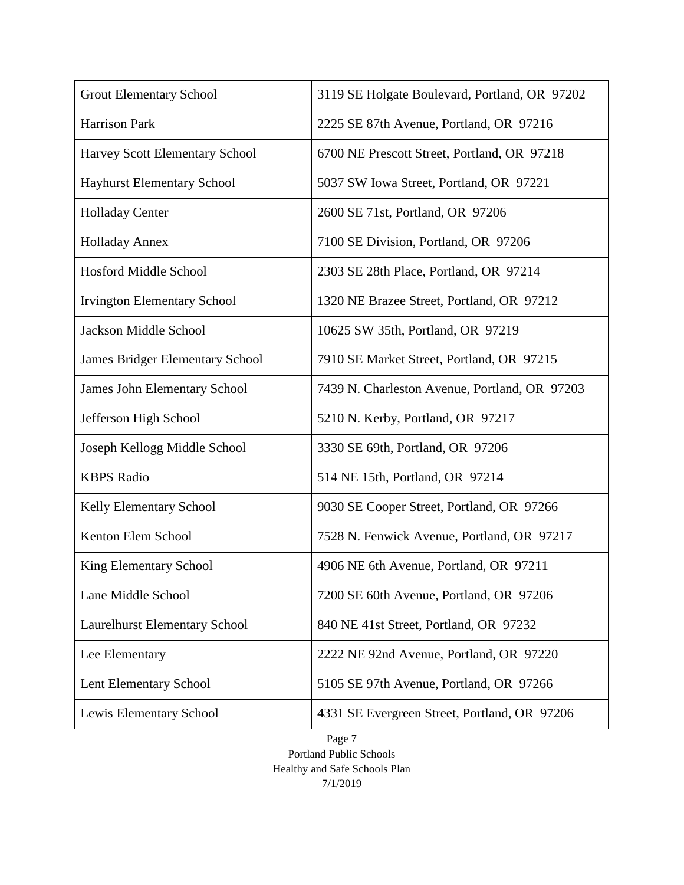| Grout Elementary School | 3119 SE Holgate Boulevard, Portland, OR 97202 |
|---|---|
| Harrison Park | 2225 SE 87th Avenue, Portland, OR 97216 |
| Harvey Scott Elementary School | 6700 NE Prescott Street, Portland, OR 97218 |
| Hayhurst Elementary School | 5037 SW Iowa Street, Portland, OR 97221 |
| Holladay Center | 2600 SE 71st, Portland, OR 97206 |
| Holladay Annex | 7100 SE Division, Portland, OR 97206 |
| Hosford Middle School | 2303 SE 28th Place, Portland, OR 97214 |
| Irvington Elementary School | 1320 NE Brazee Street, Portland, OR 97212 |
| Jackson Middle School | 10625 SW 35th, Portland, OR 97219 |
| James Bridger Elementary School | 7910 SE Market Street, Portland, OR 97215 |
| James John Elementary School | 7439 N. Charleston Avenue, Portland, OR 97203 |
| Jefferson High School | 5210 N. Kerby, Portland, OR 97217 |
| Joseph Kellogg Middle School | 3330 SE 69th, Portland, OR 97206 |
| KBPS Radio | 514 NE 15th, Portland, OR 97214 |
| Kelly Elementary School | 9030 SE Cooper Street, Portland, OR 97266 |
| Kenton Elem School | 7528 N. Fenwick Avenue, Portland, OR 97217 |
| King Elementary School | 4906 NE 6th Avenue, Portland, OR 97211 |
| Lane Middle School | 7200 SE 60th Avenue, Portland, OR 97206 |
| Laurelhurst Elementary School | 840 NE 41st Street, Portland, OR 97232 |
| Lee Elementary | 2222 NE 92nd Avenue, Portland, OR 97220 |
| Lent Elementary School | 5105 SE 97th Avenue, Portland, OR 97266 |
| Lewis Elementary School | 4331 SE Evergreen Street, Portland, OR 97206 |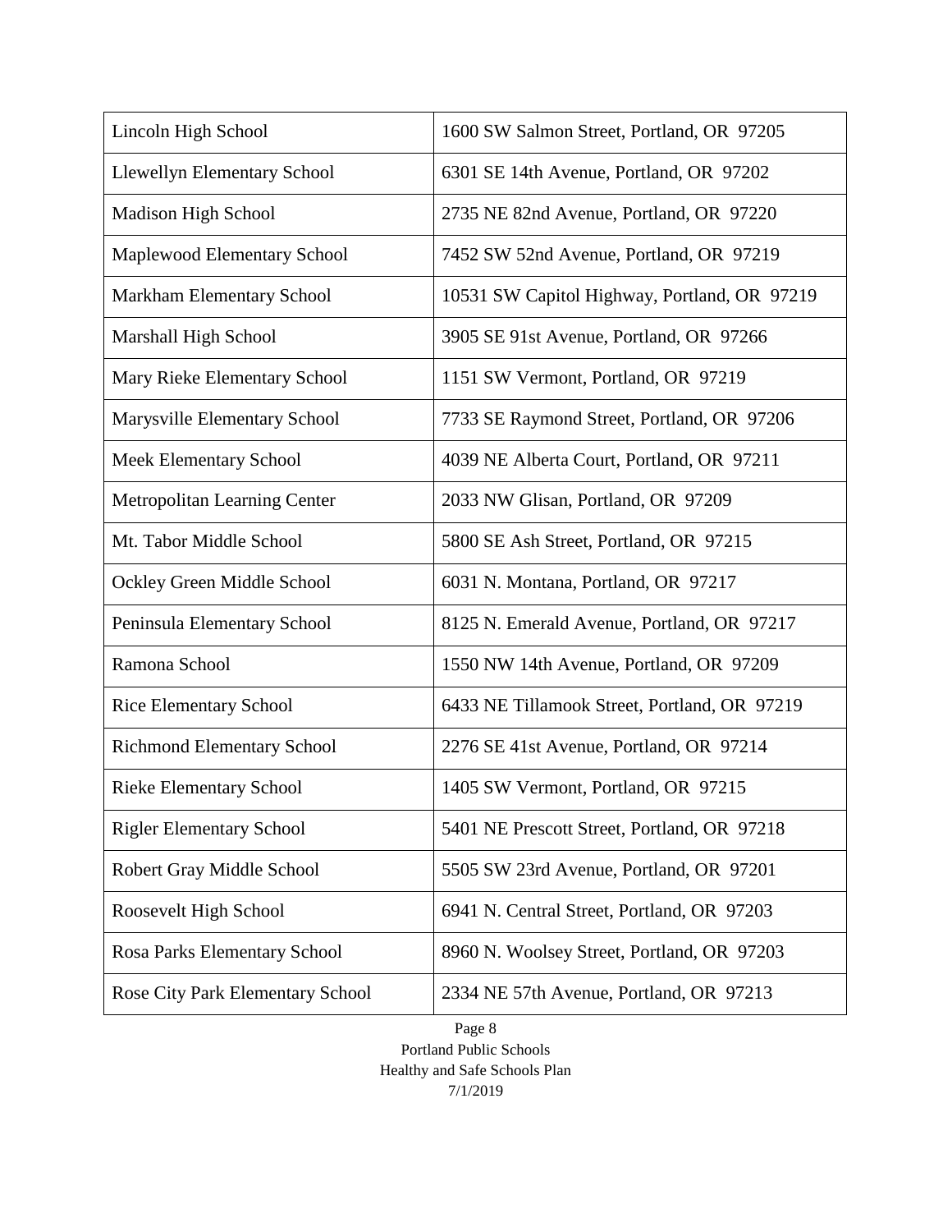| Lincoln High School | 1600 SW Salmon Street, Portland, OR 97205 |
|---|---|
| Llewellyn Elementary School | 6301 SE 14th Avenue, Portland, OR 97202 |
| Madison High School | 2735 NE 82nd Avenue, Portland, OR 97220 |
| Maplewood Elementary School | 7452 SW 52nd Avenue, Portland, OR 97219 |
| Markham Elementary School | 10531 SW Capitol Highway, Portland, OR 97219 |
| Marshall High School | 3905 SE 91st Avenue, Portland, OR 97266 |
| Mary Rieke Elementary School | 1151 SW Vermont, Portland, OR 97219 |
| Marysville Elementary School | 7733 SE Raymond Street, Portland, OR 97206 |
| Meek Elementary School | 4039 NE Alberta Court, Portland, OR 97211 |
| Metropolitan Learning Center | 2033 NW Glisan, Portland, OR 97209 |
| Mt. Tabor Middle School | 5800 SE Ash Street, Portland, OR 97215 |
| Ockley Green Middle School | 6031 N. Montana, Portland, OR 97217 |
| Peninsula Elementary School | 8125 N. Emerald Avenue, Portland, OR 97217 |
| Ramona School | 1550 NW 14th Avenue, Portland, OR 97209 |
| Rice Elementary School | 6433 NE Tillamook Street, Portland, OR 97219 |
| Richmond Elementary School | 2276 SE 41st Avenue, Portland, OR 97214 |
| Rieke Elementary School | 1405 SW Vermont, Portland, OR 97215 |
| Rigler Elementary School | 5401 NE Prescott Street, Portland, OR 97218 |
| Robert Gray Middle School | 5505 SW 23rd Avenue, Portland, OR 97201 |
| Roosevelt High School | 6941 N. Central Street, Portland, OR 97203 |
| Rosa Parks Elementary School | 8960 N. Woolsey Street, Portland, OR 97203 |
| Rose City Park Elementary School | 2334 NE 57th Avenue, Portland, OR 97213 |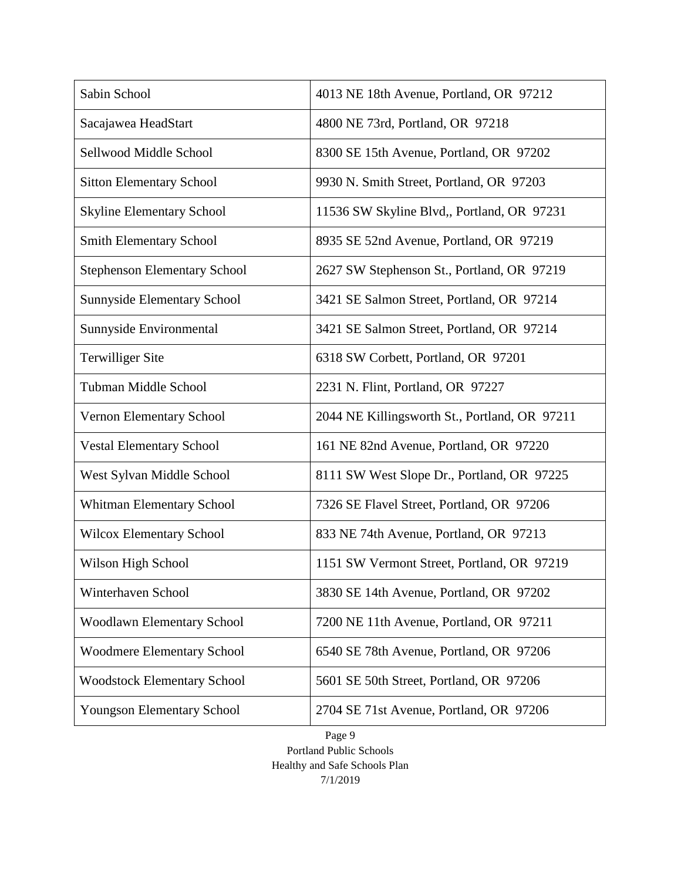| Sabin School | 4013 NE 18th Avenue, Portland, OR 97212 |
|---|---|
| Sacajawea HeadStart | 4800 NE 73rd, Portland, OR 97218 |
| Sellwood Middle School | 8300 SE 15th Avenue, Portland, OR 97202 |
| Sitton Elementary School | 9930 N. Smith Street, Portland, OR 97203 |
| Skyline Elementary School | 11536 SW Skyline Blvd,, Portland, OR 97231 |
| Smith Elementary School | 8935 SE 52nd Avenue, Portland, OR 97219 |
| Stephenson Elementary School | 2627 SW Stephenson St., Portland, OR 97219 |
| Sunnyside Elementary School | 3421 SE Salmon Street, Portland, OR 97214 |
| Sunnyside Environmental | 3421 SE Salmon Street, Portland, OR 97214 |
| Terwilliger Site | 6318 SW Corbett, Portland, OR 97201 |
| Tubman Middle School | 2231 N. Flint, Portland, OR 97227 |
| Vernon Elementary School | 2044 NE Killingsworth St., Portland, OR 97211 |
| Vestal Elementary School | 161 NE 82nd Avenue, Portland, OR 97220 |
| West Sylvan Middle School | 8111 SW West Slope Dr., Portland, OR 97225 |
| Whitman Elementary School | 7326 SE Flavel Street, Portland, OR 97206 |
| Wilcox Elementary School | 833 NE 74th Avenue, Portland, OR 97213 |
| Wilson High School | 1151 SW Vermont Street, Portland, OR 97219 |
| Winterhaven School | 3830 SE 14th Avenue, Portland, OR 97202 |
| Woodlawn Elementary School | 7200 NE 11th Avenue, Portland, OR 97211 |
| Woodmere Elementary School | 6540 SE 78th Avenue, Portland, OR 97206 |
| Woodstock Elementary School | 5601 SE 50th Street, Portland, OR 97206 |
| Youngson Elementary School | 2704 SE 71st Avenue, Portland, OR 97206 |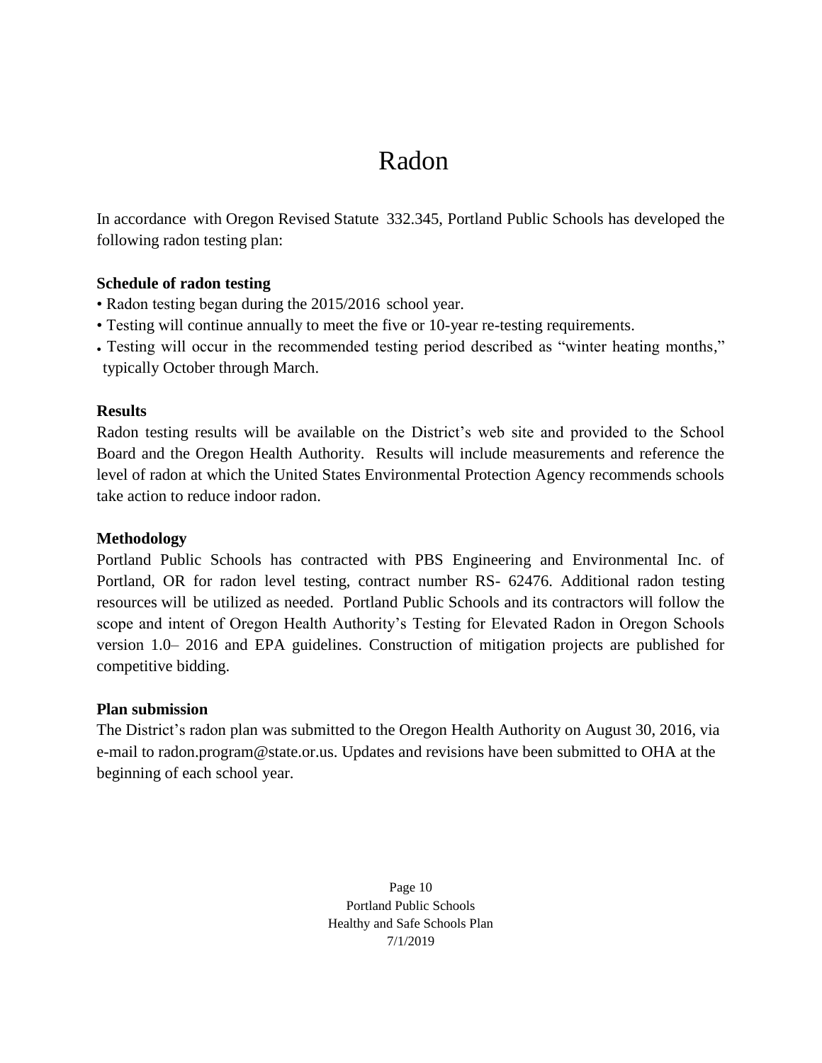# Radon

In accordance with Oregon Revised Statute 332.345, Portland Public Schools has developed the following radon testing plan:

**Schedule of radon testing**

- Radon testing began during the 2015/2016 school year.
- Testing will continue annually to meet the five or 10-year re-testing requirements.
- Testing will occur in the recommended testing period described as "winter heating months," typically October through March.

**Results**

Radon testing results will be available on the District's web site and provided to the School Board and the Oregon Health Authority. Results will include measurements and reference the level of radon at which the United States Environmental Protection Agency recommends schools take action to reduce indoor radon.

**Methodology**

Portland Public Schools has contracted with PBS Engineering and Environmental Inc. of Portland, OR for radon level testing, contract number RS- 62476. Additional radon testing resources will be utilized as needed. Portland Public Schools and its contractors will follow the scope and intent of Oregon Health Authority's Testing for Elevated Radon in Oregon Schools version 1.0– 2016 and EPA guidelines. Construction of mitigation projects are published for competitive bidding.

**Plan submission**

The District's radon plan was submitted to the Oregon Health Authority on August 30, 2016, via e-mail to radon.program@state.or.us. Updates and revisions have been submitted to OHA at the beginning of each school year.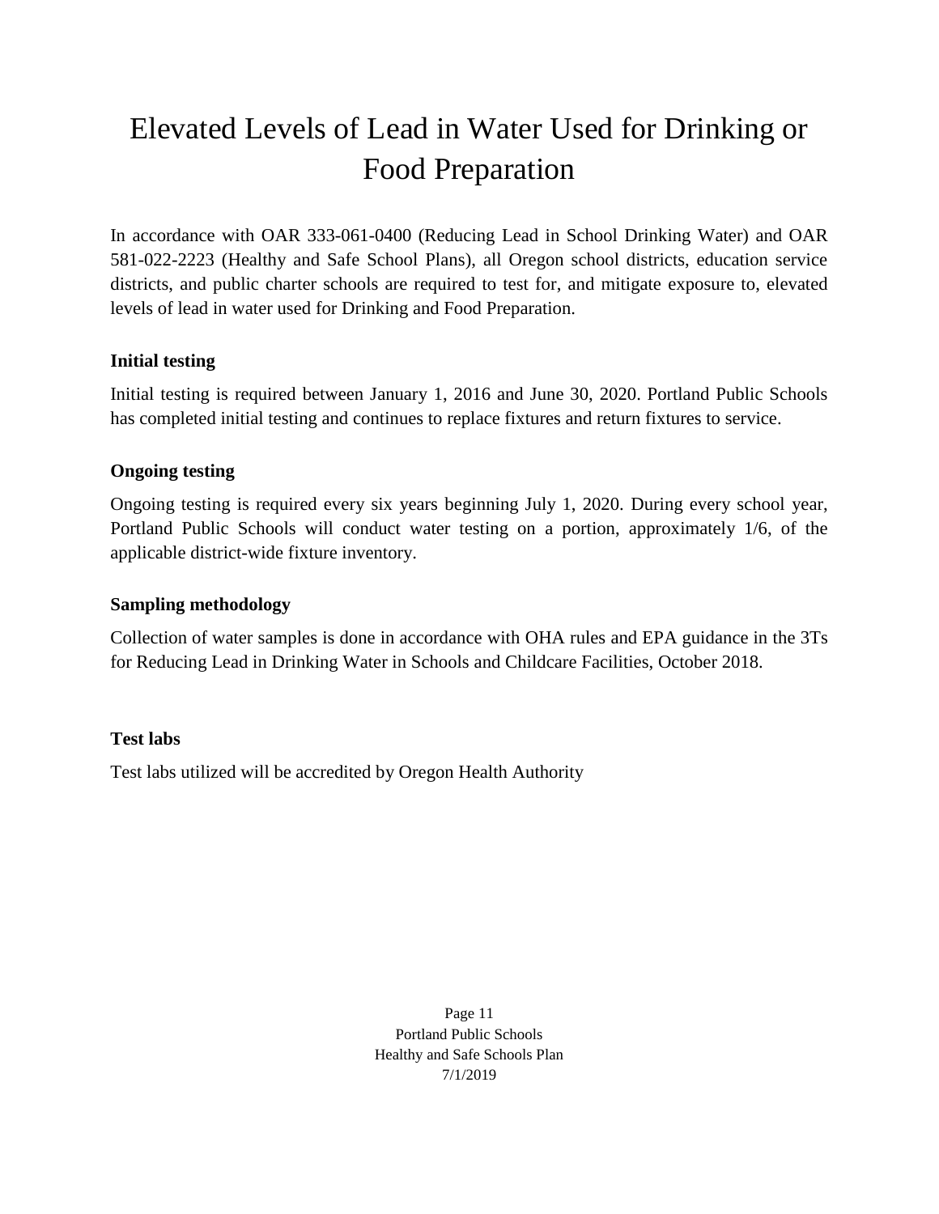# Elevated Levels of Lead in Water Used for Drinking or Food Preparation

In accordance with OAR 333-061-0400 (Reducing Lead in School Drinking Water) and OAR 581-022-2223 (Healthy and Safe School Plans), all Oregon school districts, education service districts, and public charter schools are required to test for, and mitigate exposure to, elevated levels of lead in water used for Drinking and Food Preparation.

**Initial testing**

Initial testing is required between January 1, 2016 and June 30, 2020. Portland Public Schools has completed initial testing and continues to replace fixtures and return fixtures to service.

**Ongoing testing**

Ongoing testing is required every six years beginning July 1, 2020. During every school year, Portland Public Schools will conduct water testing on a portion, approximately 1/6, of the applicable district-wide fixture inventory.

**Sampling methodology**

Collection of water samples is done in accordance with OHA rules and EPA guidance in the 3Ts for Reducing Lead in Drinking Water in Schools and Childcare Facilities, October 2018.

**Test labs**

Test labs utilized will be accredited by Oregon Health Authority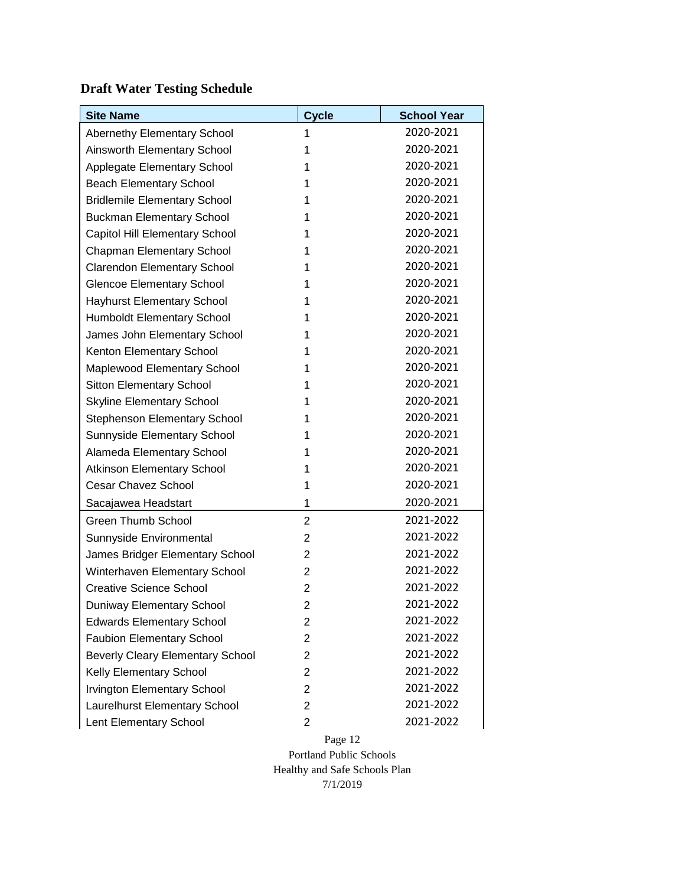**Draft Water Testing Schedule**

| Site Name | Cycle | School Year |
|---|---|---|
| Abernethy Elementary School | 1 | 2020-2021 |
| Ainsworth Elementary School | 1 | 2020-2021 |
| Applegate Elementary School | 1 | 2020-2021 |
| Beach Elementary School | 1 | 2020-2021 |
| Bridlemile Elementary School | 1 | 2020-2021 |
| Buckman Elementary School | 1 | 2020-2021 |
| Capitol Hill Elementary School | 1 | 2020-2021 |
| Chapman Elementary School | 1 | 2020-2021 |
| Clarendon Elementary School | 1 | 2020-2021 |
| Glencoe Elementary School | 1 | 2020-2021 |
| Hayhurst Elementary School | 1 | 2020-2021 |
| Humboldt Elementary School | 1 | 2020-2021 |
| James John Elementary School | 1 | 2020-2021 |
| Kenton Elementary School | 1 | 2020-2021 |
| Maplewood Elementary School | 1 | 2020-2021 |
| Sitton Elementary School | 1 | 2020-2021 |
| Skyline Elementary School | 1 | 2020-2021 |
| Stephenson Elementary School | 1 | 2020-2021 |
| Sunnyside Elementary School | 1 | 2020-2021 |
| Alameda Elementary School | 1 | 2020-2021 |
| Atkinson Elementary School | 1 | 2020-2021 |
| Cesar Chavez School | 1 | 2020-2021 |
| Sacajawea Headstart | 1 | 2020-2021 |
| Green Thumb School | 2 | 2021-2022 |
| Sunnyside Environmental | 2 | 2021-2022 |
| James Bridger Elementary School | 2 | 2021-2022 |
| Winterhaven Elementary School | 2 | 2021-2022 |
| Creative Science School | 2 | 2021-2022 |
| Duniway Elementary School | 2 | 2021-2022 |
| Edwards Elementary School | 2 | 2021-2022 |
| Faubion Elementary School | 2 | 2021-2022 |
| Beverly Cleary Elementary School | 2 | 2021-2022 |
| Kelly Elementary School | 2 | 2021-2022 |
| Irvington Elementary School | 2 | 2021-2022 |
| Laurelhurst Elementary School | 2 | 2021-2022 |
| Lent Elementary School | 2 | 2021-2022 |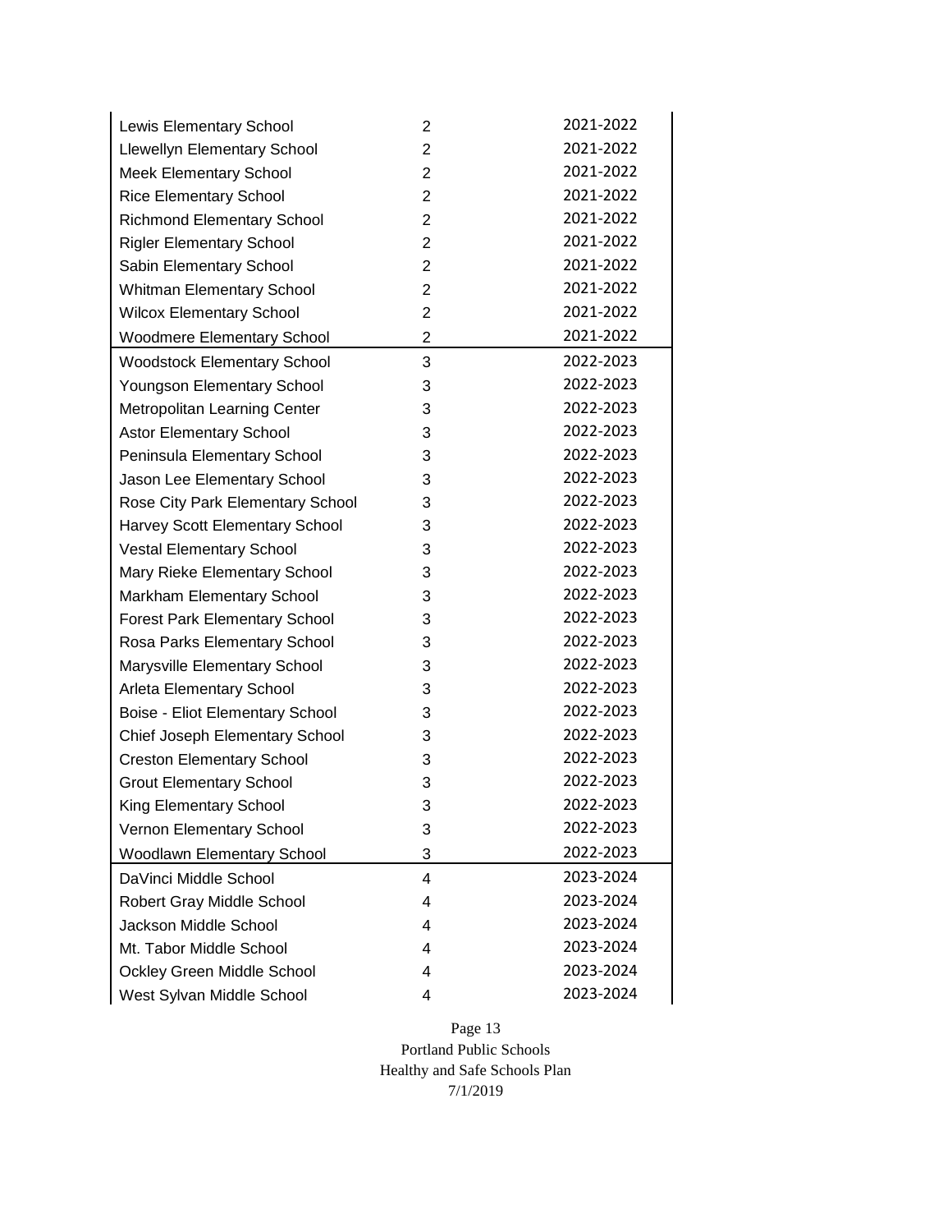| | | |
|---|---|---|
| Lewis Elementary School | 2 | 2021-2022 |
| Llewellyn Elementary School | 2 | 2021-2022 |
| Meek Elementary School | 2 | 2021-2022 |
| Rice Elementary School | 2 | 2021-2022 |
| Richmond Elementary School | 2 | 2021-2022 |
| Rigler Elementary School | 2 | 2021-2022 |
| Sabin Elementary School | 2 | 2021-2022 |
| Whitman Elementary School | 2 | 2021-2022 |
| Wilcox Elementary School | 2 | 2021-2022 |
| Woodmere Elementary School | 2 | 2021-2022 |
| Woodstock Elementary School | 3 | 2022-2023 |
| Youngson Elementary School | 3 | 2022-2023 |
| Metropolitan Learning Center | 3 | 2022-2023 |
| Astor Elementary School | 3 | 2022-2023 |
| Peninsula Elementary School | 3 | 2022-2023 |
| Jason Lee Elementary School | 3 | 2022-2023 |
| Rose City Park Elementary School | 3 | 2022-2023 |
| Harvey Scott Elementary School | 3 | 2022-2023 |
| Vestal Elementary School | 3 | 2022-2023 |
| Mary Rieke Elementary School | 3 | 2022-2023 |
| Markham Elementary School | 3 | 2022-2023 |
| Forest Park Elementary School | 3 | 2022-2023 |
| Rosa Parks Elementary School | 3 | 2022-2023 |
| Marysville Elementary School | 3 | 2022-2023 |
| Arleta Elementary School | 3 | 2022-2023 |
| Boise - Eliot Elementary School | 3 | 2022-2023 |
| Chief Joseph Elementary School | 3 | 2022-2023 |
| Creston Elementary School | 3 | 2022-2023 |
| Grout Elementary School | 3 | 2022-2023 |
| King Elementary School | 3 | 2022-2023 |
| Vernon Elementary School | 3 | 2022-2023 |
| Woodlawn Elementary School | 3 | 2022-2023 |
| DaVinci Middle School | 4 | 2023-2024 |
| Robert Gray Middle School | 4 | 2023-2024 |
| Jackson Middle School | 4 | 2023-2024 |
| Mt. Tabor Middle School | 4 | 2023-2024 |
| Ockley Green Middle School | 4 | 2023-2024 |
| West Sylvan Middle School | 4 | 2023-2024 |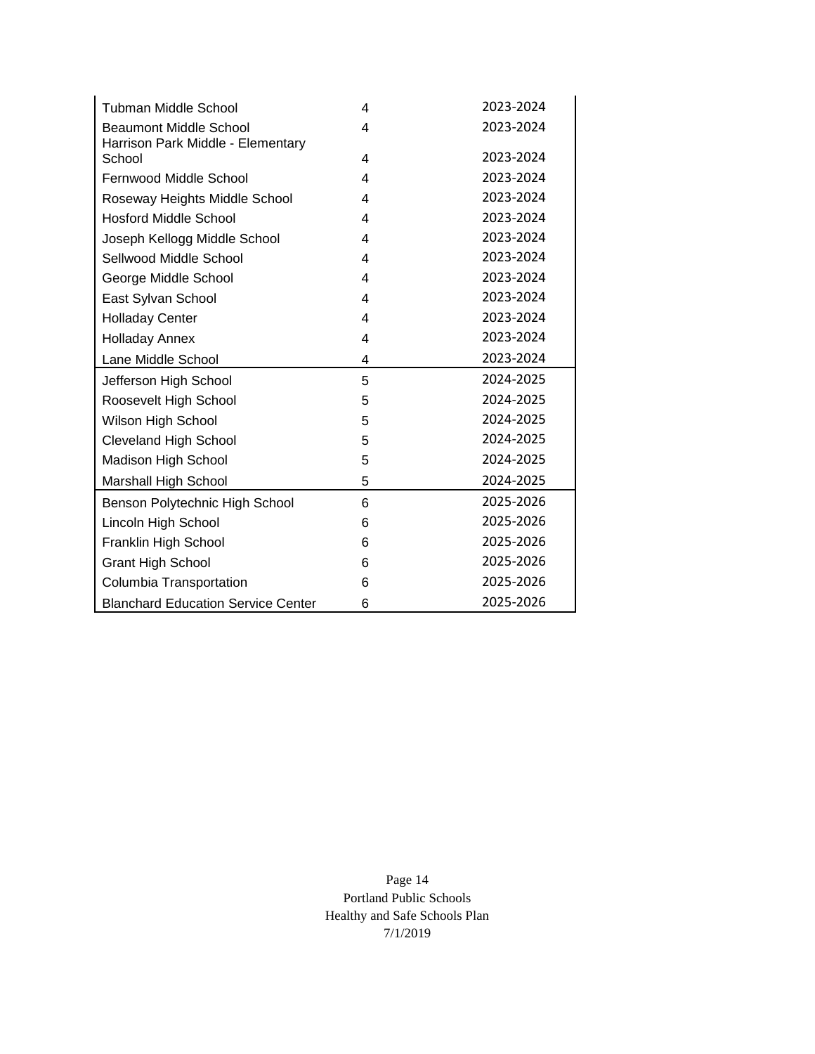| | | |
|---|---|---|
| Tubman Middle School | 4 | 2023-2024 |
| Beaumont Middle School | 4 | 2023-2024 |
| Harrison Park Middle - Elementary School | 4 | 2023-2024 |
| Fernwood Middle School | 4 | 2023-2024 |
| Roseway Heights Middle School | 4 | 2023-2024 |
| Hosford Middle School | 4 | 2023-2024 |
| Joseph Kellogg Middle School | 4 | 2023-2024 |
| Sellwood Middle School | 4 | 2023-2024 |
| George Middle School | 4 | 2023-2024 |
| East Sylvan School | 4 | 2023-2024 |
| Holladay Center | 4 | 2023-2024 |
| Holladay Annex | 4 | 2023-2024 |
| Lane Middle School | 4 | 2023-2024 |
| Jefferson High School | 5 | 2024-2025 |
| Roosevelt High School | 5 | 2024-2025 |
| Wilson High School | 5 | 2024-2025 |
| Cleveland High School | 5 | 2024-2025 |
| Madison High School | 5 | 2024-2025 |
| Marshall High School | 5 | 2024-2025 |
| Benson Polytechnic High School | 6 | 2025-2026 |
| Lincoln High School | 6 | 2025-2026 |
| Franklin High School | 6 | 2025-2026 |
| Grant High School | 6 | 2025-2026 |
| Columbia Transportation | 6 | 2025-2026 |
| Blanchard Education Service Center | 6 | 2025-2026 |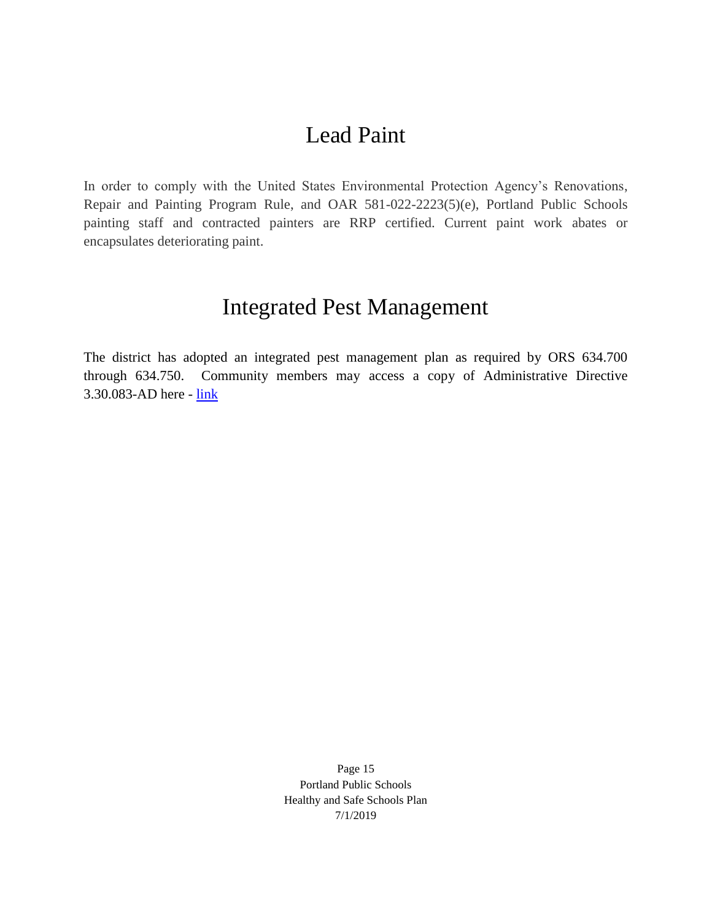# Lead Paint

In order to comply with the United States Environmental Protection Agency's Renovations, Repair and Painting Program Rule, and OAR 581-022-2223(5)(e), Portland Public Schools painting staff and contracted painters are RRP certified. Current paint work abates or encapsulates deteriorating paint.

# Integrated Pest Management

The district has adopted an integrated pest management plan as required by ORS 634.700 through 634.750. Community members may access a copy of Administrative Directive 3.30.083-AD here - link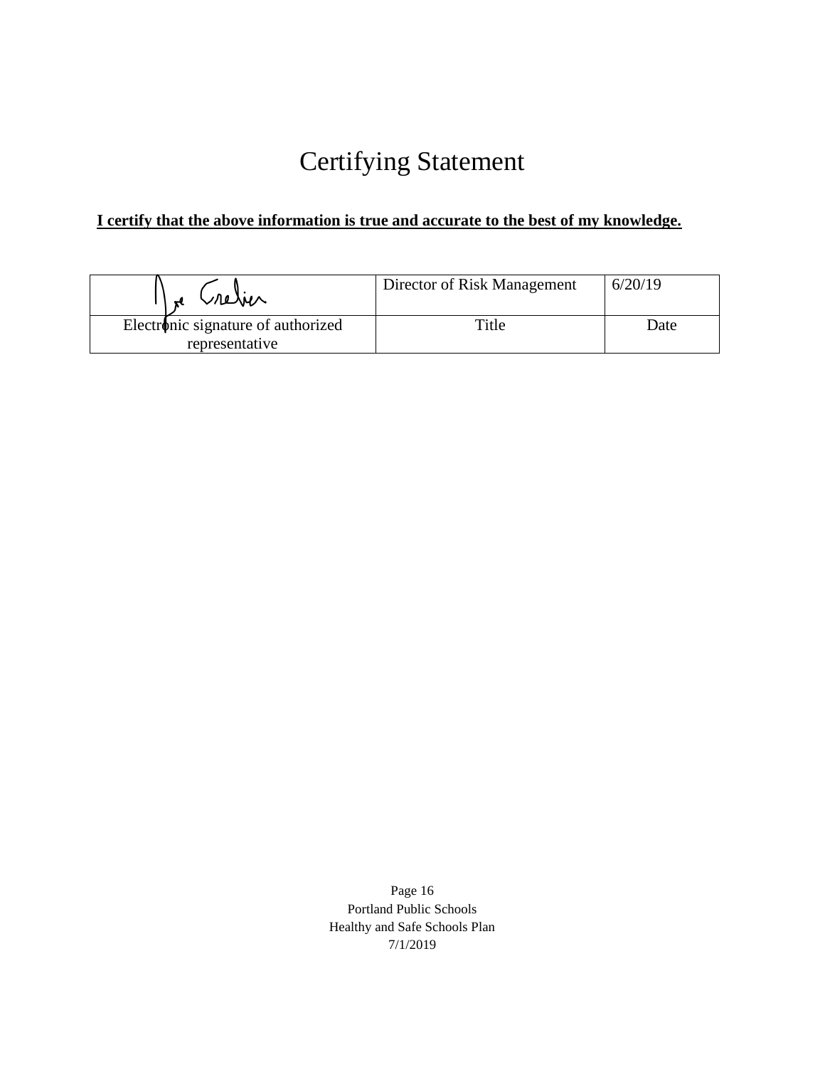# Certifying Statement

**I certify that the above information is true and accurate to the best of my knowledge.**

| | | |
|---|---|---|
| Joe Crelier | Director of Risk Management | 6/20/19 |
| Electronic signature of authorized representative | Title | Date |